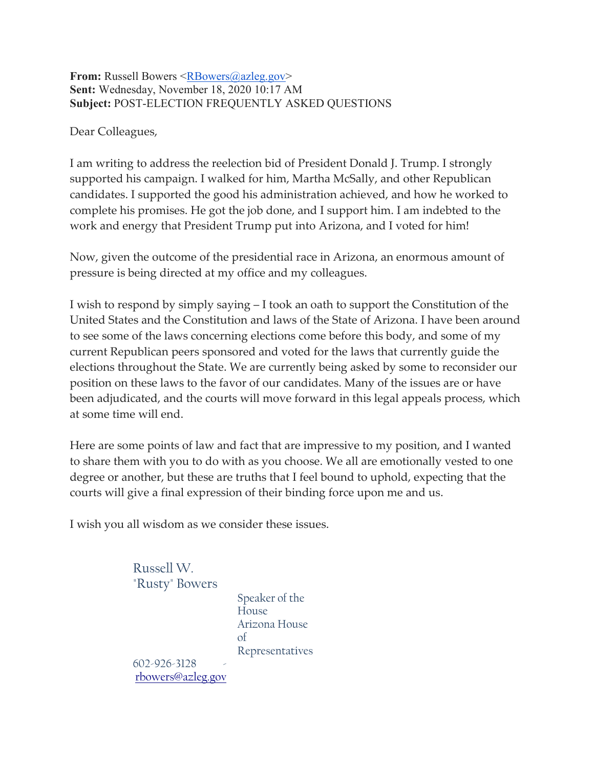**From:** Russell Bowers <RBowers@azleg.gov>
**Sent:** Wednesday, November 18, 2020 10:17 AM
**Subject:** POST-ELECTION FREQUENTLY ASKED QUESTIONS

Dear Colleagues,

I am writing to address the reelection bid of President Donald J. Trump. I strongly supported his campaign. I walked for him, Martha McSally, and other Republican candidates. I supported the good his administration achieved, and how he worked to complete his promises. He got the job done, and I support him. I am indebted to the work and energy that President Trump put into Arizona, and I voted for him!

Now, given the outcome of the presidential race in Arizona, an enormous amount of pressure is being directed at my office and my colleagues.

I wish to respond by simply saying – I took an oath to support the Constitution of the United States and the Constitution and laws of the State of Arizona. I have been around to see some of the laws concerning elections come before this body, and some of my current Republican peers sponsored and voted for the laws that currently guide the elections throughout the State. We are currently being asked by some to reconsider our position on these laws to the favor of our candidates. Many of the issues are or have been adjudicated, and the courts will move forward in this legal appeals process, which at some time will end.

Here are some points of law and fact that are impressive to my position, and I wanted to share them with you to do with as you choose. We all are emotionally vested to one degree or another, but these are truths that I feel bound to uphold, expecting that the courts will give a final expression of their binding force upon me and us.

I wish you all wisdom as we consider these issues.

Russell W. "Rusty" Bowers
Speaker of the House
Arizona House of Representatives
602-926-3128
rbowers@azleg.gov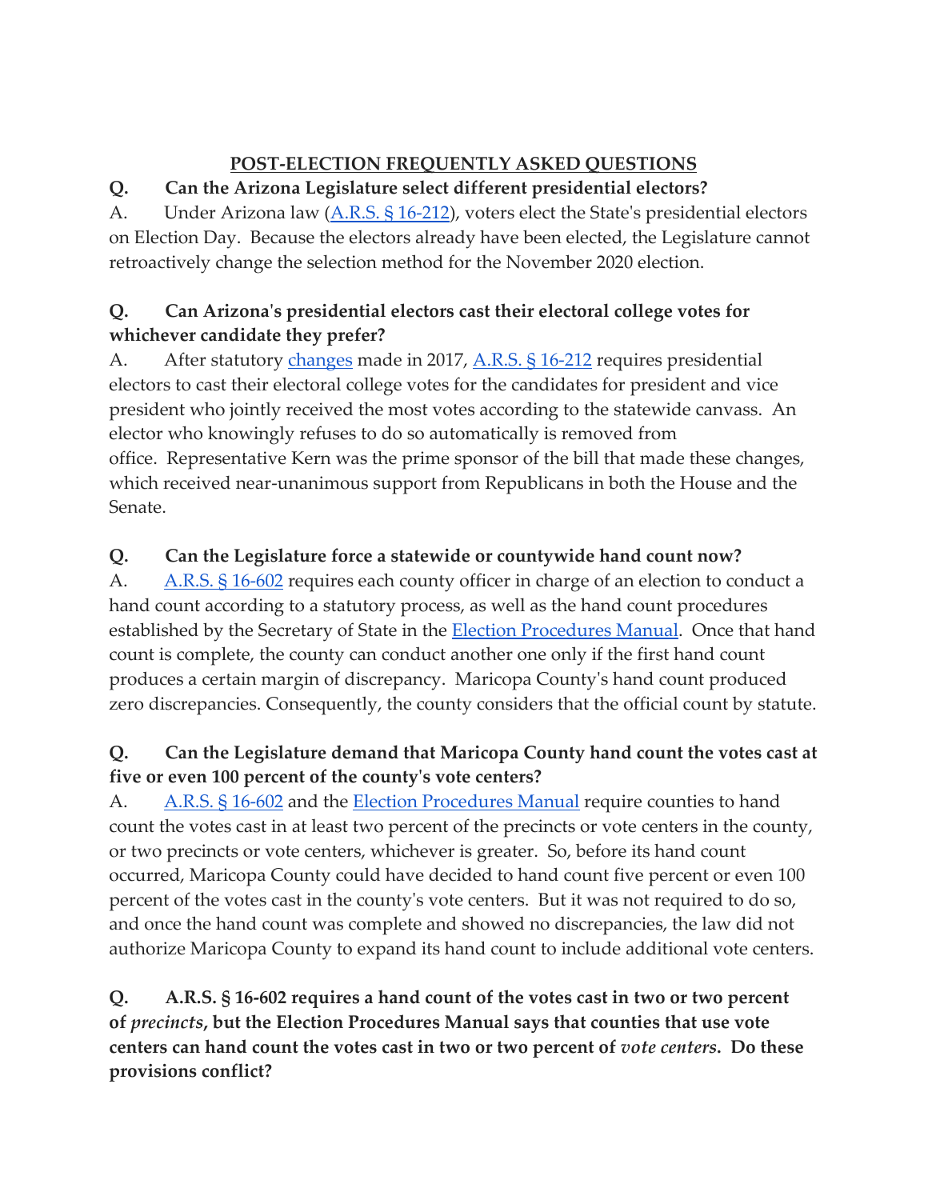# POST-ELECTION FREQUENTLY ASKED QUESTIONS

**Q. Can the Arizona Legislature select different presidential electors?**

A. Under Arizona law (A.R.S. § 16-212), voters elect the State's presidential electors on Election Day. Because the electors already have been elected, the Legislature cannot retroactively change the selection method for the November 2020 election.

**Q. Can Arizona's presidential electors cast their electoral college votes for whichever candidate they prefer?**

A. After statutory changes made in 2017, A.R.S. § 16-212 requires presidential electors to cast their electoral college votes for the candidates for president and vice president who jointly received the most votes according to the statewide canvass. An elector who knowingly refuses to do so automatically is removed from office. Representative Kern was the prime sponsor of the bill that made these changes, which received near-unanimous support from Republicans in both the House and the Senate.

**Q. Can the Legislature force a statewide or countywide hand count now?**

A. A.R.S. § 16-602 requires each county officer in charge of an election to conduct a hand count according to a statutory process, as well as the hand count procedures established by the Secretary of State in the Election Procedures Manual. Once that hand count is complete, the county can conduct another one only if the first hand count produces a certain margin of discrepancy. Maricopa County's hand count produced zero discrepancies. Consequently, the county considers that the official count by statute.

**Q. Can the Legislature demand that Maricopa County hand count the votes cast at five or even 100 percent of the county's vote centers?**

A. A.R.S. § 16-602 and the Election Procedures Manual require counties to hand count the votes cast in at least two percent of the precincts or vote centers in the county, or two precincts or vote centers, whichever is greater. So, before its hand count occurred, Maricopa County could have decided to hand count five percent or even 100 percent of the votes cast in the county's vote centers. But it was not required to do so, and once the hand count was complete and showed no discrepancies, the law did not authorize Maricopa County to expand its hand count to include additional vote centers.

**Q. A.R.S. § 16-602 requires a hand count of the votes cast in two or two percent of *precincts*, but the Election Procedures Manual says that counties that use vote centers can hand count the votes cast in two or two percent of *vote centers*. Do these provisions conflict?**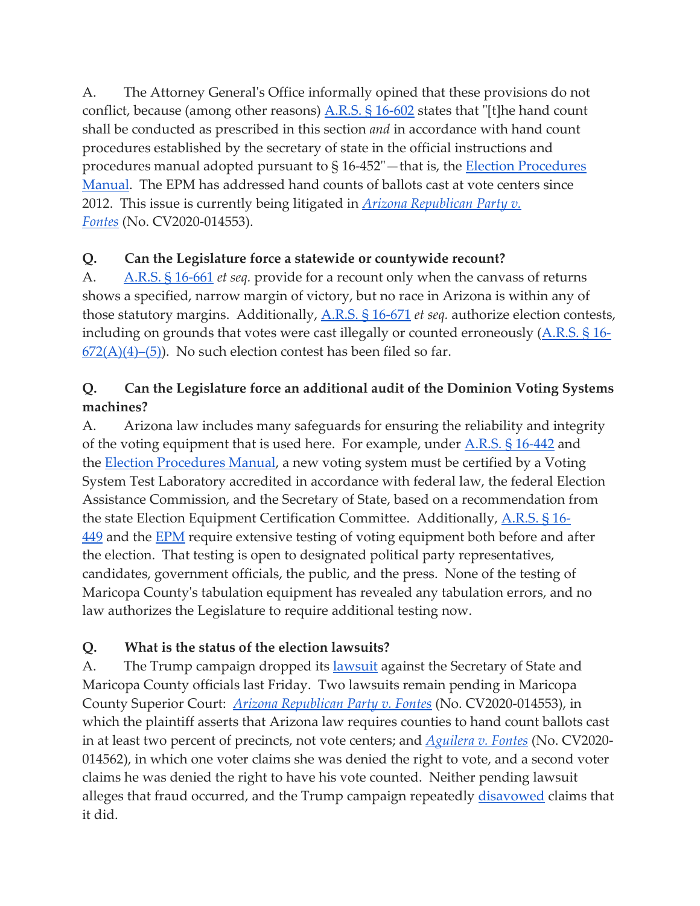A. The Attorney General's Office informally opined that these provisions do not conflict, because (among other reasons) A.R.S. § 16-602 states that "[t]he hand count shall be conducted as prescribed in this section *and* in accordance with hand count procedures established by the secretary of state in the official instructions and procedures manual adopted pursuant to § 16-452"—that is, the Election Procedures Manual. The EPM has addressed hand counts of ballots cast at vote centers since 2012. This issue is currently being litigated in *Arizona Republican Party v. Fontes* (No. CV2020-014553).

**Q. Can the Legislature force a statewide or countywide recount?**

A. A.R.S. § 16-661 *et seq.* provide for a recount only when the canvass of returns shows a specified, narrow margin of victory, but no race in Arizona is within any of those statutory margins. Additionally, A.R.S. § 16-671 *et seq.* authorize election contests, including on grounds that votes were cast illegally or counted erroneously (A.R.S. § 16-672(A)(4)–(5)). No such election contest has been filed so far.

**Q. Can the Legislature force an additional audit of the Dominion Voting Systems machines?**

A. Arizona law includes many safeguards for ensuring the reliability and integrity of the voting equipment that is used here. For example, under A.R.S. § 16-442 and the Election Procedures Manual, a new voting system must be certified by a Voting System Test Laboratory accredited in accordance with federal law, the federal Election Assistance Commission, and the Secretary of State, based on a recommendation from the state Election Equipment Certification Committee. Additionally, A.R.S. § 16-449 and the EPM require extensive testing of voting equipment both before and after the election. That testing is open to designated political party representatives, candidates, government officials, the public, and the press. None of the testing of Maricopa County's tabulation equipment has revealed any tabulation errors, and no law authorizes the Legislature to require additional testing now.

**Q. What is the status of the election lawsuits?**

A. The Trump campaign dropped its lawsuit against the Secretary of State and Maricopa County officials last Friday. Two lawsuits remain pending in Maricopa County Superior Court: *Arizona Republican Party v. Fontes* (No. CV2020-014553), in which the plaintiff asserts that Arizona law requires counties to hand count ballots cast in at least two percent of precincts, not vote centers; and *Aguilera v. Fontes* (No. CV2020-014562), in which one voter claims she was denied the right to vote, and a second voter claims he was denied the right to have his vote counted. Neither pending lawsuit alleges that fraud occurred, and the Trump campaign repeatedly disavowed claims that it did.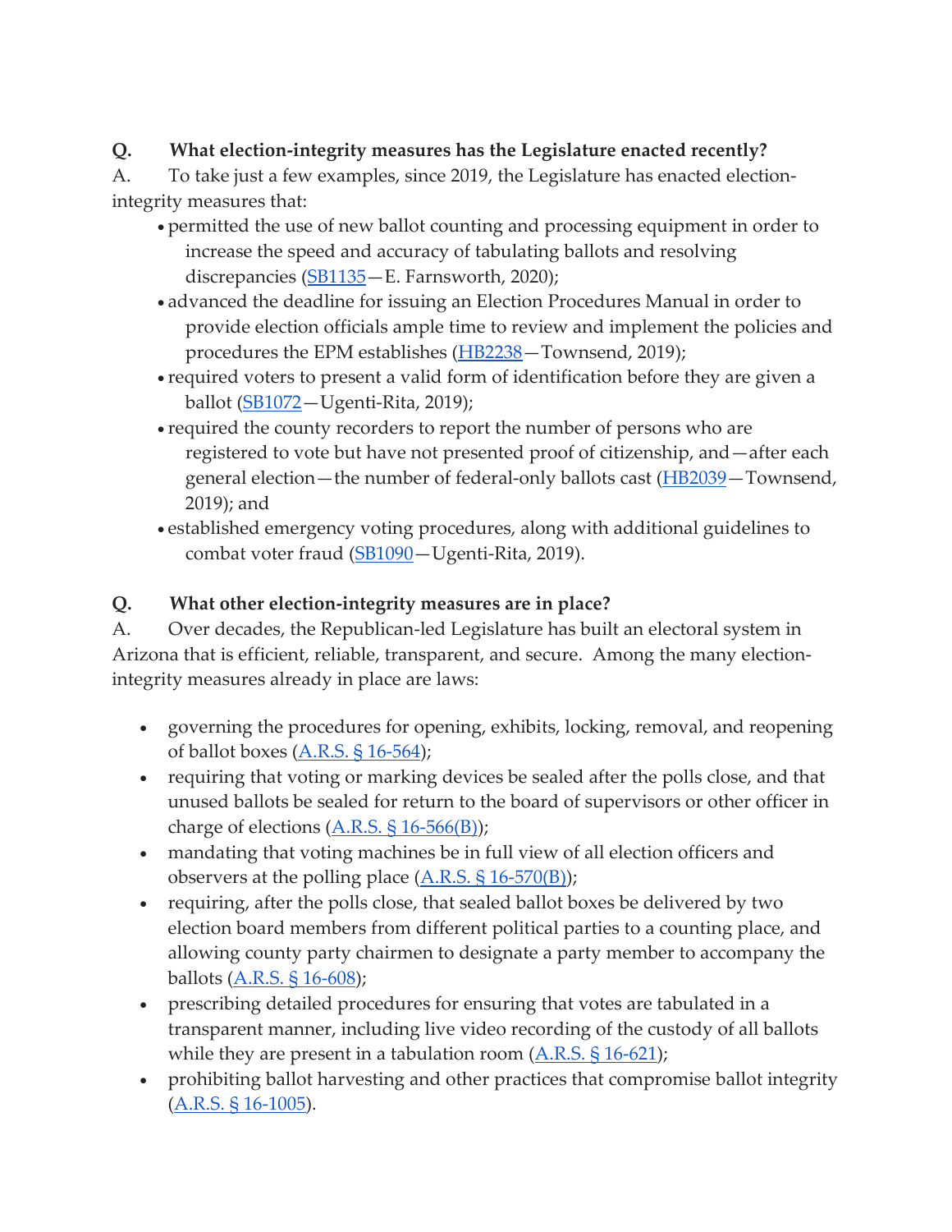**Q. What election-integrity measures has the Legislature enacted recently?**

A. To take just a few examples, since 2019, the Legislature has enacted election-integrity measures that:

- permitted the use of new ballot counting and processing equipment in order to increase the speed and accuracy of tabulating ballots and resolving discrepancies (SB1135—E. Farnsworth, 2020);
- advanced the deadline for issuing an Election Procedures Manual in order to provide election officials ample time to review and implement the policies and procedures the EPM establishes (HB2238—Townsend, 2019);
- required voters to present a valid form of identification before they are given a ballot (SB1072—Ugenti-Rita, 2019);
- required the county recorders to report the number of persons who are registered to vote but have not presented proof of citizenship, and—after each general election—the number of federal-only ballots cast (HB2039—Townsend, 2019); and
- established emergency voting procedures, along with additional guidelines to combat voter fraud (SB1090—Ugenti-Rita, 2019).

**Q. What other election-integrity measures are in place?**

A. Over decades, the Republican-led Legislature has built an electoral system in Arizona that is efficient, reliable, transparent, and secure. Among the many election-integrity measures already in place are laws:

- governing the procedures for opening, exhibits, locking, removal, and reopening of ballot boxes (A.R.S. § 16-564);
- requiring that voting or marking devices be sealed after the polls close, and that unused ballots be sealed for return to the board of supervisors or other officer in charge of elections (A.R.S. § 16-566(B));
- mandating that voting machines be in full view of all election officers and observers at the polling place (A.R.S. § 16-570(B));
- requiring, after the polls close, that sealed ballot boxes be delivered by two election board members from different political parties to a counting place, and allowing county party chairmen to designate a party member to accompany the ballots (A.R.S. § 16-608);
- prescribing detailed procedures for ensuring that votes are tabulated in a transparent manner, including live video recording of the custody of all ballots while they are present in a tabulation room (A.R.S. § 16-621);
- prohibiting ballot harvesting and other practices that compromise ballot integrity (A.R.S. § 16-1005).